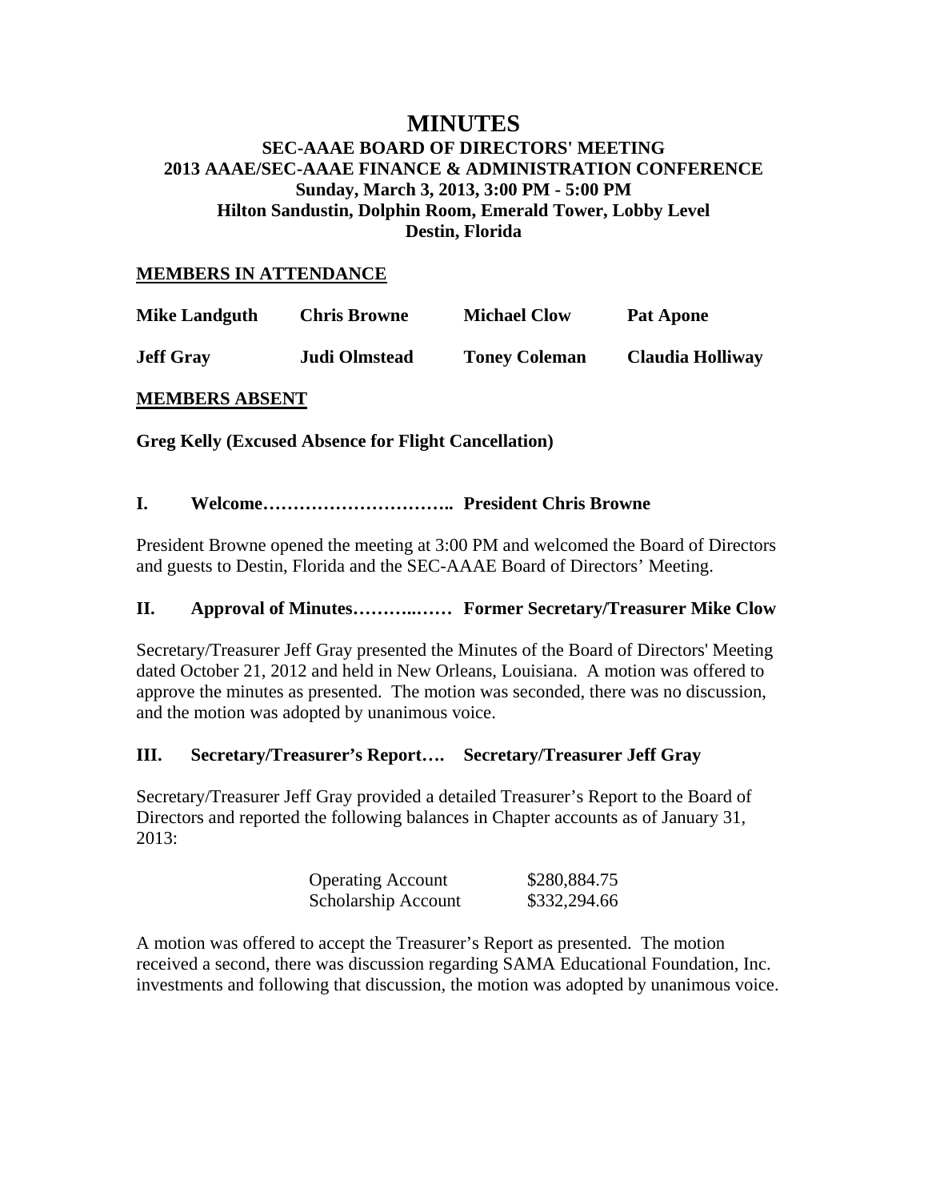# MINUTES

## SEC-AAAE BOARD OF DIRECTORS' MEETING
## 2013 AAAE/SEC-AAAE FINANCE & ADMINISTRATION CONFERENCE
## Sunday, March 3, 2013, 3:00 PM - 5:00 PM
## Hilton Sandustin, Dolphin Room, Emerald Tower, Lobby Level
## Destin, Florida

**MEMBERS IN ATTENDANCE**

| | | | |
|---|---|---|---|
| **Mike Landguth** | **Chris Browne** | **Michael Clow** | **Pat Apone** |
| **Jeff Gray** | **Judi Olmstead** | **Toney Coleman** | **Claudia Holliway** |

**MEMBERS ABSENT**

**Greg Kelly (Excused Absence for Flight Cancellation)**

### I. Welcome………………………….. President Chris Browne

President Browne opened the meeting at 3:00 PM and welcomed the Board of Directors and guests to Destin, Florida and the SEC-AAAE Board of Directors' Meeting.

### II. Approval of Minutes………..…… Former Secretary/Treasurer Mike Clow

Secretary/Treasurer Jeff Gray presented the Minutes of the Board of Directors' Meeting dated October 21, 2012 and held in New Orleans, Louisiana. A motion was offered to approve the minutes as presented. The motion was seconded, there was no discussion, and the motion was adopted by unanimous voice.

### III. Secretary/Treasurer's Report…. Secretary/Treasurer Jeff Gray

Secretary/Treasurer Jeff Gray provided a detailed Treasurer's Report to the Board of Directors and reported the following balances in Chapter accounts as of January 31, 2013:

| | |
|---|---|
| Operating Account | $280,884.75 |
| Scholarship Account | $332,294.66 |

A motion was offered to accept the Treasurer's Report as presented. The motion received a second, there was discussion regarding SAMA Educational Foundation, Inc. investments and following that discussion, the motion was adopted by unanimous voice.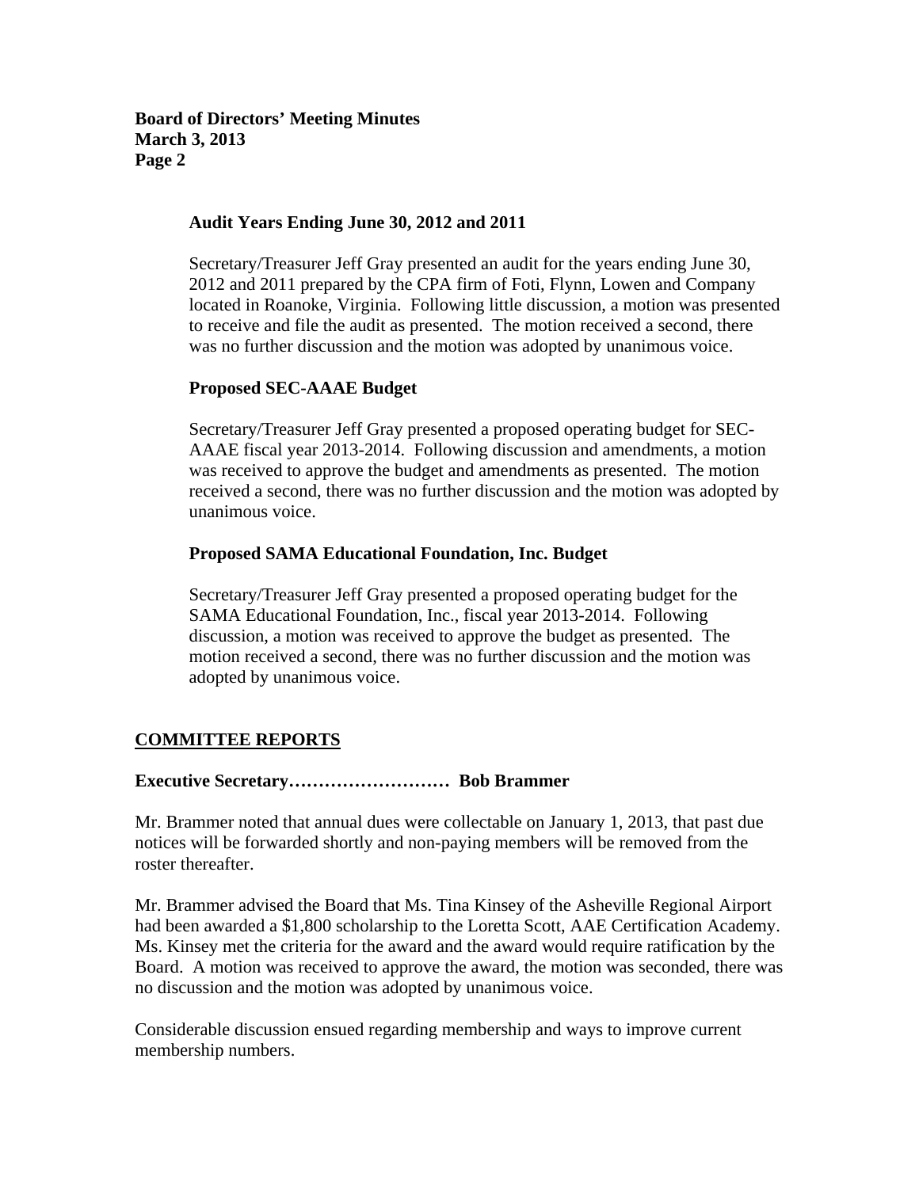### Audit Years Ending June 30, 2012 and 2011

Secretary/Treasurer Jeff Gray presented an audit for the years ending June 30, 2012 and 2011 prepared by the CPA firm of Foti, Flynn, Lowen and Company located in Roanoke, Virginia. Following little discussion, a motion was presented to receive and file the audit as presented. The motion received a second, there was no further discussion and the motion was adopted by unanimous voice.

### Proposed SEC-AAAE Budget

Secretary/Treasurer Jeff Gray presented a proposed operating budget for SEC-AAAE fiscal year 2013-2014. Following discussion and amendments, a motion was received to approve the budget and amendments as presented. The motion received a second, there was no further discussion and the motion was adopted by unanimous voice.

### Proposed SAMA Educational Foundation, Inc. Budget

Secretary/Treasurer Jeff Gray presented a proposed operating budget for the SAMA Educational Foundation, Inc., fiscal year 2013-2014. Following discussion, a motion was received to approve the budget as presented. The motion received a second, there was no further discussion and the motion was adopted by unanimous voice.

## COMMITTEE REPORTS

**Executive Secretary……………………… Bob Brammer**

Mr. Brammer noted that annual dues were collectable on January 1, 2013, that past due notices will be forwarded shortly and non-paying members will be removed from the roster thereafter.

Mr. Brammer advised the Board that Ms. Tina Kinsey of the Asheville Regional Airport had been awarded a $1,800 scholarship to the Loretta Scott, AAE Certification Academy. Ms. Kinsey met the criteria for the award and the award would require ratification by the Board. A motion was received to approve the award, the motion was seconded, there was no discussion and the motion was adopted by unanimous voice.

Considerable discussion ensued regarding membership and ways to improve current membership numbers.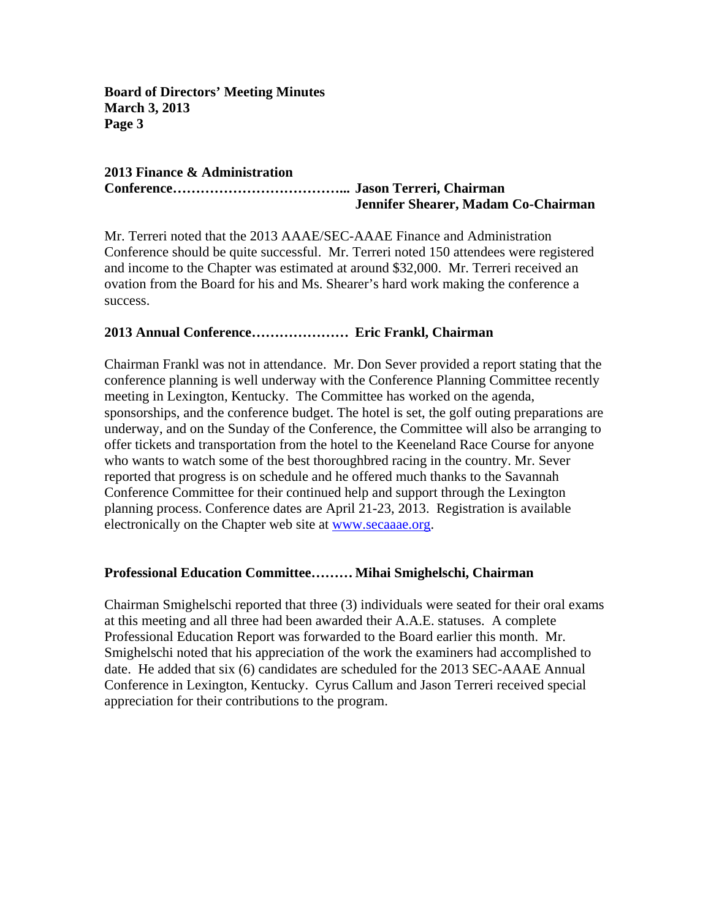**2013 Finance & Administration Conference……………………………... Jason Terreri, Chairman**
**Jennifer Shearer, Madam Co-Chairman**

Mr. Terreri noted that the 2013 AAAE/SEC-AAAE Finance and Administration Conference should be quite successful. Mr. Terreri noted 150 attendees were registered and income to the Chapter was estimated at around $32,000. Mr. Terreri received an ovation from the Board for his and Ms. Shearer's hard work making the conference a success.

**2013 Annual Conference………………… Eric Frankl, Chairman**

Chairman Frankl was not in attendance. Mr. Don Sever provided a report stating that the conference planning is well underway with the Conference Planning Committee recently meeting in Lexington, Kentucky. The Committee has worked on the agenda, sponsorships, and the conference budget. The hotel is set, the golf outing preparations are underway, and on the Sunday of the Conference, the Committee will also be arranging to offer tickets and transportation from the hotel to the Keeneland Race Course for anyone who wants to watch some of the best thoroughbred racing in the country. Mr. Sever reported that progress is on schedule and he offered much thanks to the Savannah Conference Committee for their continued help and support through the Lexington planning process. Conference dates are April 21-23, 2013. Registration is available electronically on the Chapter web site at [www.secaaae.org](http://www.secaaae.org).

**Professional Education Committee……… Mihai Smighelschi, Chairman**

Chairman Smighelschi reported that three (3) individuals were seated for their oral exams at this meeting and all three had been awarded their A.A.E. statuses. A complete Professional Education Report was forwarded to the Board earlier this month. Mr. Smighelschi noted that his appreciation of the work the examiners had accomplished to date. He added that six (6) candidates are scheduled for the 2013 SEC-AAAE Annual Conference in Lexington, Kentucky. Cyrus Callum and Jason Terreri received special appreciation for their contributions to the program.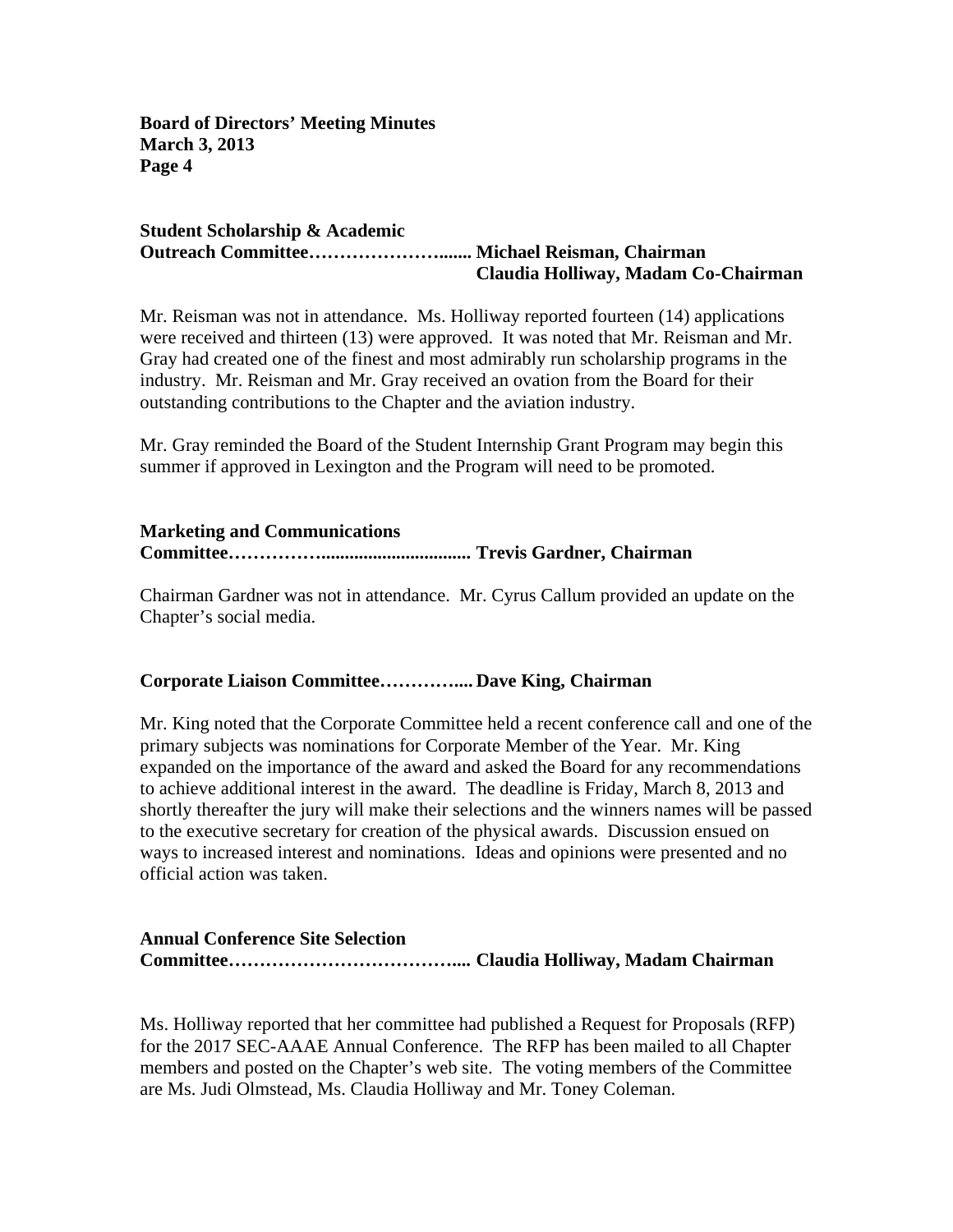**Student Scholarship & Academic Outreach Committee……………………....... Michael Reisman, Chairman**
**Claudia Holliway, Madam Co-Chairman**

Mr. Reisman was not in attendance. Ms. Holliway reported fourteen (14) applications were received and thirteen (13) were approved. It was noted that Mr. Reisman and Mr. Gray had created one of the finest and most admirably run scholarship programs in the industry. Mr. Reisman and Mr. Gray received an ovation from the Board for their outstanding contributions to the Chapter and the aviation industry.

Mr. Gray reminded the Board of the Student Internship Grant Program may begin this summer if approved in Lexington and the Program will need to be promoted.

**Marketing and Communications Committee……………................................ Trevis Gardner, Chairman**

Chairman Gardner was not in attendance. Mr. Cyrus Callum provided an update on the Chapter's social media.

**Corporate Liaison Committee…………..... Dave King, Chairman**

Mr. King noted that the Corporate Committee held a recent conference call and one of the primary subjects was nominations for Corporate Member of the Year. Mr. King expanded on the importance of the award and asked the Board for any recommendations to achieve additional interest in the award. The deadline is Friday, March 8, 2013 and shortly thereafter the jury will make their selections and the winners names will be passed to the executive secretary for creation of the physical awards. Discussion ensued on ways to increased interest and nominations. Ideas and opinions were presented and no official action was taken.

**Annual Conference Site Selection Committee……………………………….... Claudia Holliway, Madam Chairman**

Ms. Holliway reported that her committee had published a Request for Proposals (RFP) for the 2017 SEC-AAAE Annual Conference. The RFP has been mailed to all Chapter members and posted on the Chapter's web site. The voting members of the Committee are Ms. Judi Olmstead, Ms. Claudia Holliway and Mr. Toney Coleman.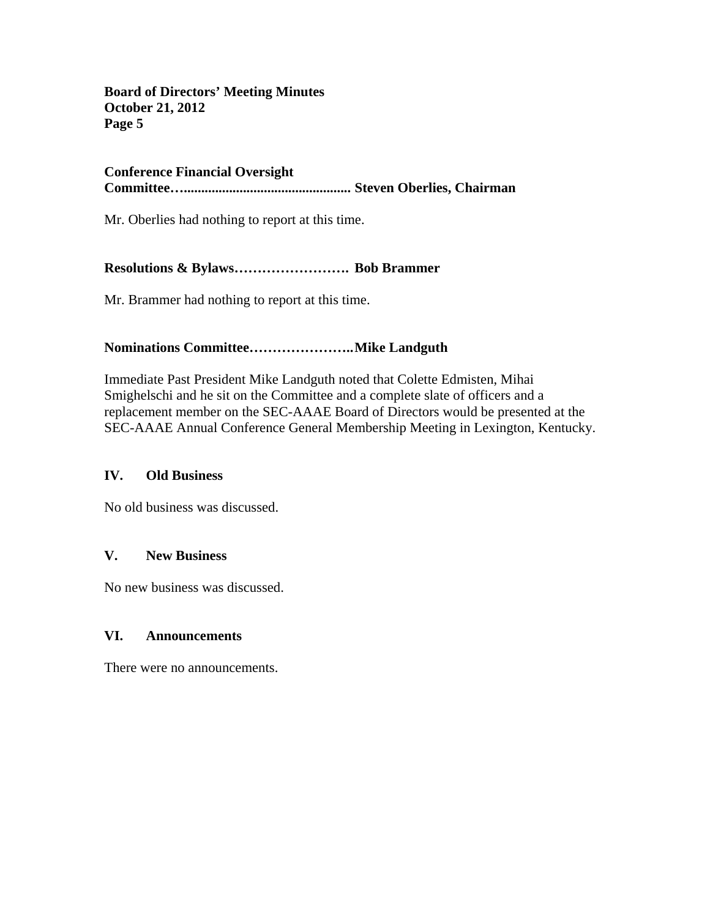**Conference Financial Oversight Committee…................................................ Steven Oberlies, Chairman**

Mr. Oberlies had nothing to report at this time.

**Resolutions & Bylaws……………………. Bob Brammer**

Mr. Brammer had nothing to report at this time.

**Nominations Committee…………………..Mike Landguth**

Immediate Past President Mike Landguth noted that Colette Edmisten, Mihai Smighelschi and he sit on the Committee and a complete slate of officers and a replacement member on the SEC-AAAE Board of Directors would be presented at the SEC-AAAE Annual Conference General Membership Meeting in Lexington, Kentucky.

## IV. Old Business

No old business was discussed.

## V. New Business

No new business was discussed.

## VI. Announcements

There were no announcements.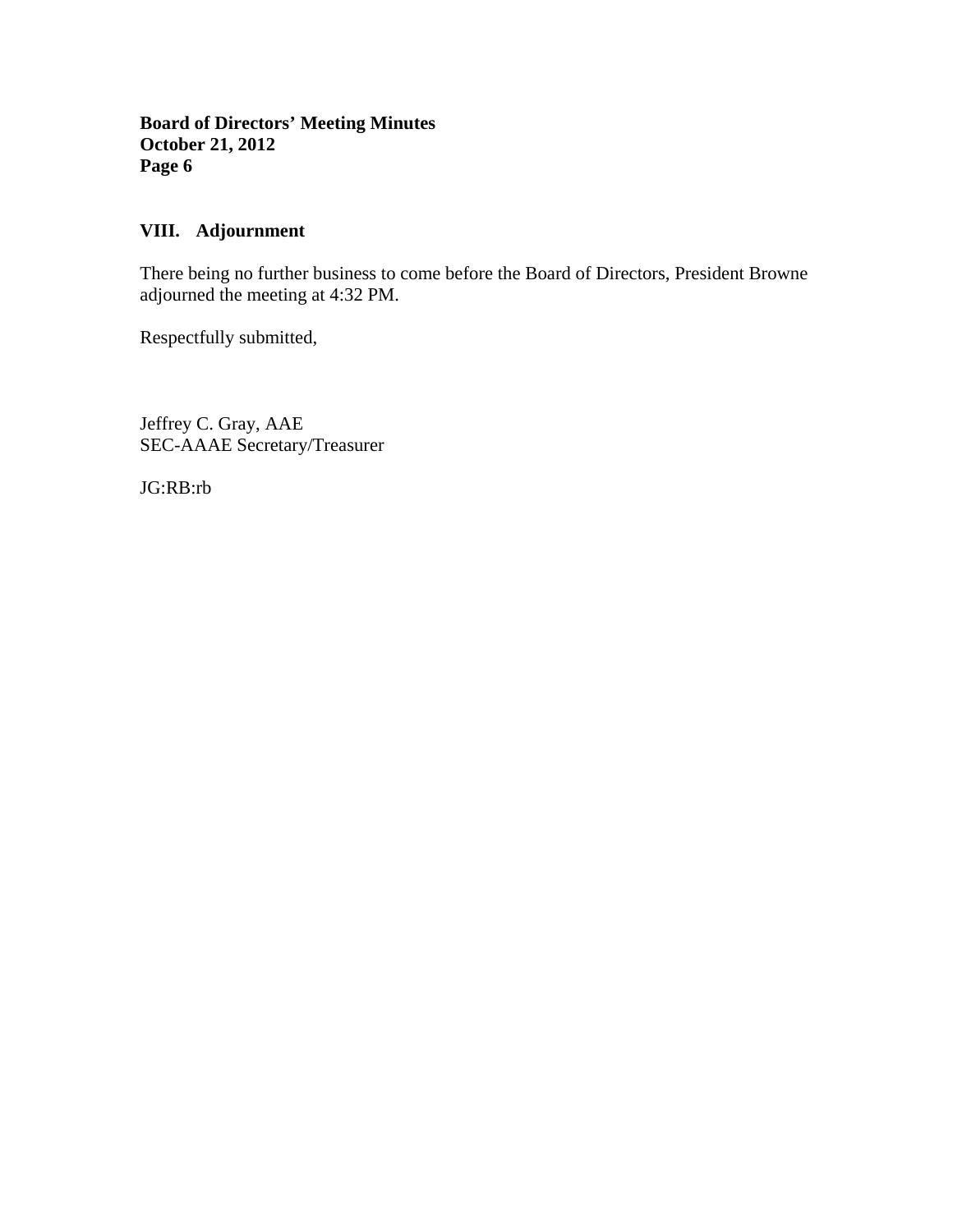## VIII. Adjournment

There being no further business to come before the Board of Directors, President Browne adjourned the meeting at 4:32 PM.

Respectfully submitted,

Jeffrey C. Gray, AAE
SEC-AAAE Secretary/Treasurer

JG:RB:rb